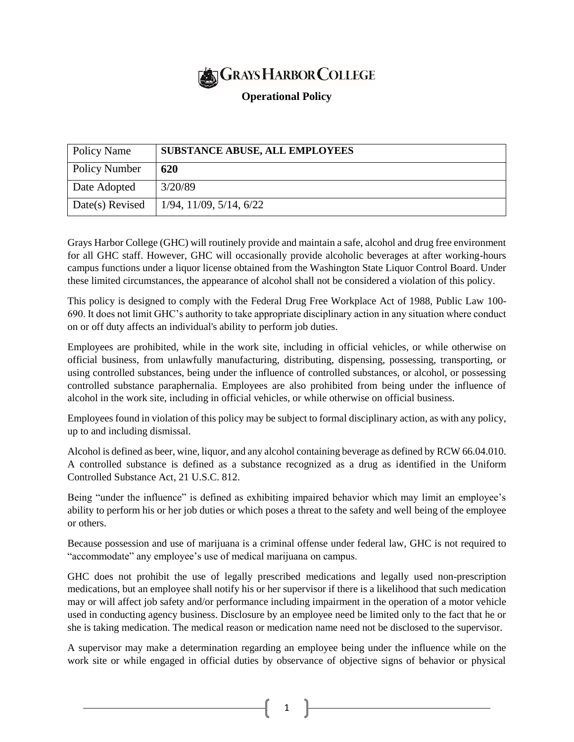# GRAYS HARBOR COLLEGE

**Operational Policy**

| Policy Name | **SUBSTANCE ABUSE, ALL EMPLOYEES** |
|---|---|
| Policy Number | **620** |
| Date Adopted | 3/20/89 |
| Date(s) Revised | 1/94, 11/09, 5/14, 6/22 |

Grays Harbor College (GHC) will routinely provide and maintain a safe, alcohol and drug free environment for all GHC staff. However, GHC will occasionally provide alcoholic beverages at after working-hours campus functions under a liquor license obtained from the Washington State Liquor Control Board. Under these limited circumstances, the appearance of alcohol shall not be considered a violation of this policy.

This policy is designed to comply with the Federal Drug Free Workplace Act of 1988, Public Law 100-690. It does not limit GHC's authority to take appropriate disciplinary action in any situation where conduct on or off duty affects an individual's ability to perform job duties.

Employees are prohibited, while in the work site, including in official vehicles, or while otherwise on official business, from unlawfully manufacturing, distributing, dispensing, possessing, transporting, or using controlled substances, being under the influence of controlled substances, or alcohol, or possessing controlled substance paraphernalia. Employees are also prohibited from being under the influence of alcohol in the work site, including in official vehicles, or while otherwise on official business.

Employees found in violation of this policy may be subject to formal disciplinary action, as with any policy, up to and including dismissal.

Alcohol is defined as beer, wine, liquor, and any alcohol containing beverage as defined by RCW 66.04.010. A controlled substance is defined as a substance recognized as a drug as identified in the Uniform Controlled Substance Act, 21 U.S.C. 812.

Being "under the influence" is defined as exhibiting impaired behavior which may limit an employee's ability to perform his or her job duties or which poses a threat to the safety and well being of the employee or others.

Because possession and use of marijuana is a criminal offense under federal law, GHC is not required to "accommodate" any employee's use of medical marijuana on campus.

GHC does not prohibit the use of legally prescribed medications and legally used non-prescription medications, but an employee shall notify his or her supervisor if there is a likelihood that such medication may or will affect job safety and/or performance including impairment in the operation of a motor vehicle used in conducting agency business. Disclosure by an employee need be limited only to the fact that he or she is taking medication. The medical reason or medication name need not be disclosed to the supervisor.

A supervisor may make a determination regarding an employee being under the influence while on the work site or while engaged in official duties by observance of objective signs of behavior or physical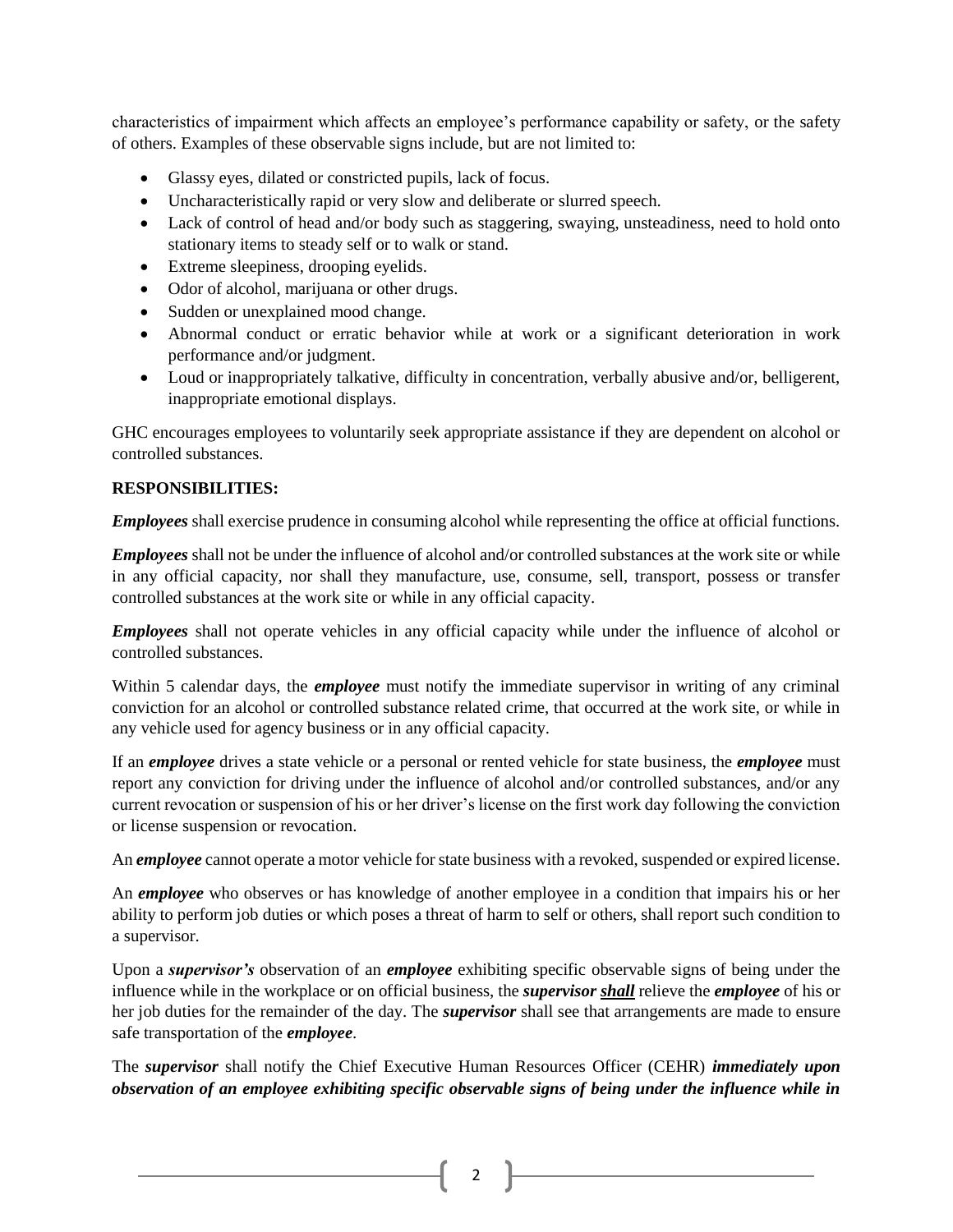characteristics of impairment which affects an employee's performance capability or safety, or the safety of others. Examples of these observable signs include, but are not limited to:

- Glassy eyes, dilated or constricted pupils, lack of focus.
- Uncharacteristically rapid or very slow and deliberate or slurred speech.
- Lack of control of head and/or body such as staggering, swaying, unsteadiness, need to hold onto stationary items to steady self or to walk or stand.
- Extreme sleepiness, drooping eyelids.
- Odor of alcohol, marijuana or other drugs.
- Sudden or unexplained mood change.
- Abnormal conduct or erratic behavior while at work or a significant deterioration in work performance and/or judgment.
- Loud or inappropriately talkative, difficulty in concentration, verbally abusive and/or, belligerent, inappropriate emotional displays.

GHC encourages employees to voluntarily seek appropriate assistance if they are dependent on alcohol or controlled substances.

**RESPONSIBILITIES:**

***Employees*** shall exercise prudence in consuming alcohol while representing the office at official functions.

***Employees*** shall not be under the influence of alcohol and/or controlled substances at the work site or while in any official capacity, nor shall they manufacture, use, consume, sell, transport, possess or transfer controlled substances at the work site or while in any official capacity.

***Employees*** shall not operate vehicles in any official capacity while under the influence of alcohol or controlled substances.

Within 5 calendar days, the ***employee*** must notify the immediate supervisor in writing of any criminal conviction for an alcohol or controlled substance related crime, that occurred at the work site, or while in any vehicle used for agency business or in any official capacity.

If an ***employee*** drives a state vehicle or a personal or rented vehicle for state business, the ***employee*** must report any conviction for driving under the influence of alcohol and/or controlled substances, and/or any current revocation or suspension of his or her driver's license on the first work day following the conviction or license suspension or revocation.

An ***employee*** cannot operate a motor vehicle for state business with a revoked, suspended or expired license.

An ***employee*** who observes or has knowledge of another employee in a condition that impairs his or her ability to perform job duties or which poses a threat of harm to self or others, shall report such condition to a supervisor.

Upon a ***supervisor's*** observation of an ***employee*** exhibiting specific observable signs of being under the influence while in the workplace or on official business, the ***supervisor <u>shall</u>*** relieve the ***employee*** of his or her job duties for the remainder of the day. The ***supervisor*** shall see that arrangements are made to ensure safe transportation of the ***employee***.

The ***supervisor*** shall notify the Chief Executive Human Resources Officer (CEHR) ***immediately upon observation of an employee exhibiting specific observable signs of being under the influence while in***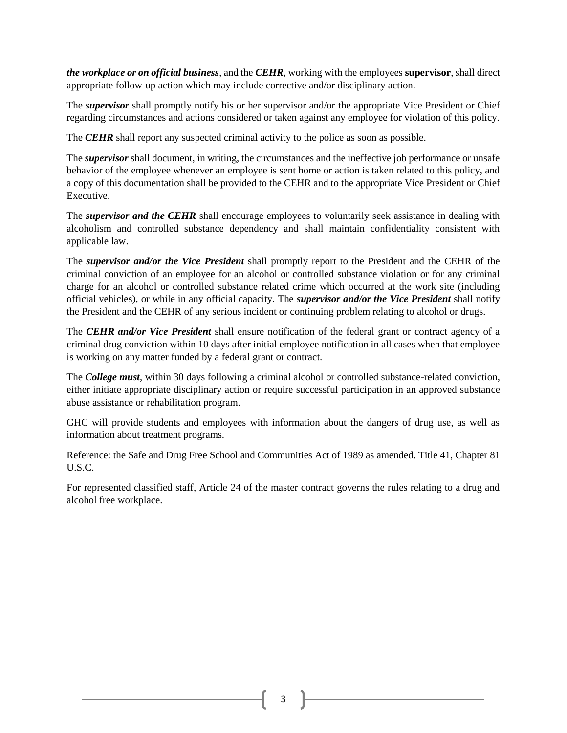***the workplace or on official business***, and the ***CEHR***, working with the employees **supervisor**, shall direct appropriate follow-up action which may include corrective and/or disciplinary action.

The ***supervisor*** shall promptly notify his or her supervisor and/or the appropriate Vice President or Chief regarding circumstances and actions considered or taken against any employee for violation of this policy.

The ***CEHR*** shall report any suspected criminal activity to the police as soon as possible.

The ***supervisor*** shall document, in writing, the circumstances and the ineffective job performance or unsafe behavior of the employee whenever an employee is sent home or action is taken related to this policy, and a copy of this documentation shall be provided to the CEHR and to the appropriate Vice President or Chief Executive.

The ***supervisor and the CEHR*** shall encourage employees to voluntarily seek assistance in dealing with alcoholism and controlled substance dependency and shall maintain confidentiality consistent with applicable law.

The ***supervisor and/or the Vice President*** shall promptly report to the President and the CEHR of the criminal conviction of an employee for an alcohol or controlled substance violation or for any criminal charge for an alcohol or controlled substance related crime which occurred at the work site (including official vehicles), or while in any official capacity. The ***supervisor and/or the Vice President*** shall notify the President and the CEHR of any serious incident or continuing problem relating to alcohol or drugs.

The ***CEHR and/or Vice President*** shall ensure notification of the federal grant or contract agency of a criminal drug conviction within 10 days after initial employee notification in all cases when that employee is working on any matter funded by a federal grant or contract.

The ***College must***, within 30 days following a criminal alcohol or controlled substance-related conviction, either initiate appropriate disciplinary action or require successful participation in an approved substance abuse assistance or rehabilitation program.

GHC will provide students and employees with information about the dangers of drug use, as well as information about treatment programs.

Reference: the Safe and Drug Free School and Communities Act of 1989 as amended. Title 41, Chapter 81 U.S.C.

For represented classified staff, Article 24 of the master contract governs the rules relating to a drug and alcohol free workplace.